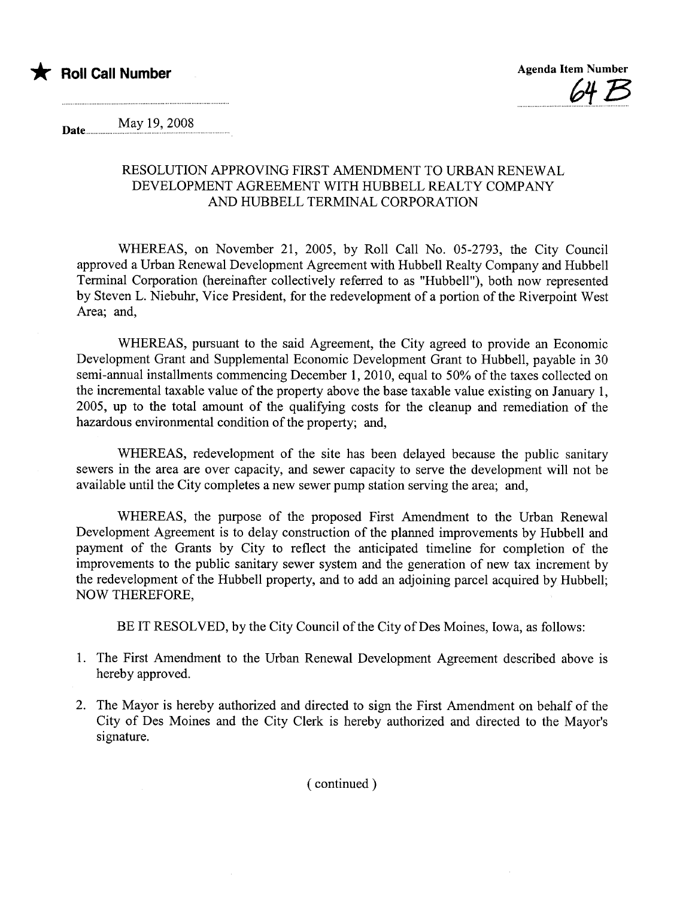★ **Roll Call Number**

**Agenda Item Number**

64 B

Date May 19, 2008

RESOLUTION APPROVING FIRST AMENDMENT TO URBAN RENEWAL DEVELOPMENT AGREEMENT WITH HUBBELL REALTY COMPANY AND HUBBELL TERMINAL CORPORATION

WHEREAS, on November 21, 2005, by Roll Call No. 05-2793, the City Council approved a Urban Renewal Development Agreement with Hubbell Realty Company and Hubbell Terminal Corporation (hereinafter collectively referred to as "Hubbell"), both now represented by Steven L. Niebuhr, Vice President, for the redevelopment of a portion of the Riverpoint West Area; and,

WHEREAS, pursuant to the said Agreement, the City agreed to provide an Economic Development Grant and Supplemental Economic Development Grant to Hubbell, payable in 30 semi-annual installments commencing December 1, 2010, equal to 50% of the taxes collected on the incremental taxable value of the property above the base taxable value existing on January 1, 2005, up to the total amount of the qualifying costs for the cleanup and remediation of the hazardous environmental condition of the property; and,

WHEREAS, redevelopment of the site has been delayed because the public sanitary sewers in the area are over capacity, and sewer capacity to serve the development will not be available until the City completes a new sewer pump station serving the area; and,

WHEREAS, the purpose of the proposed First Amendment to the Urban Renewal Development Agreement is to delay construction of the planned improvements by Hubbell and payment of the Grants by City to reflect the anticipated timeline for completion of the improvements to the public sanitary sewer system and the generation of new tax increment by the redevelopment of the Hubbell property, and to add an adjoining parcel acquired by Hubbell; NOW THEREFORE,

BE IT RESOLVED, by the City Council of the City of Des Moines, Iowa, as follows:

1. The First Amendment to the Urban Renewal Development Agreement described above is hereby approved.
2. The Mayor is hereby authorized and directed to sign the First Amendment on behalf of the City of Des Moines and the City Clerk is hereby authorized and directed to the Mayor's signature.

( continued )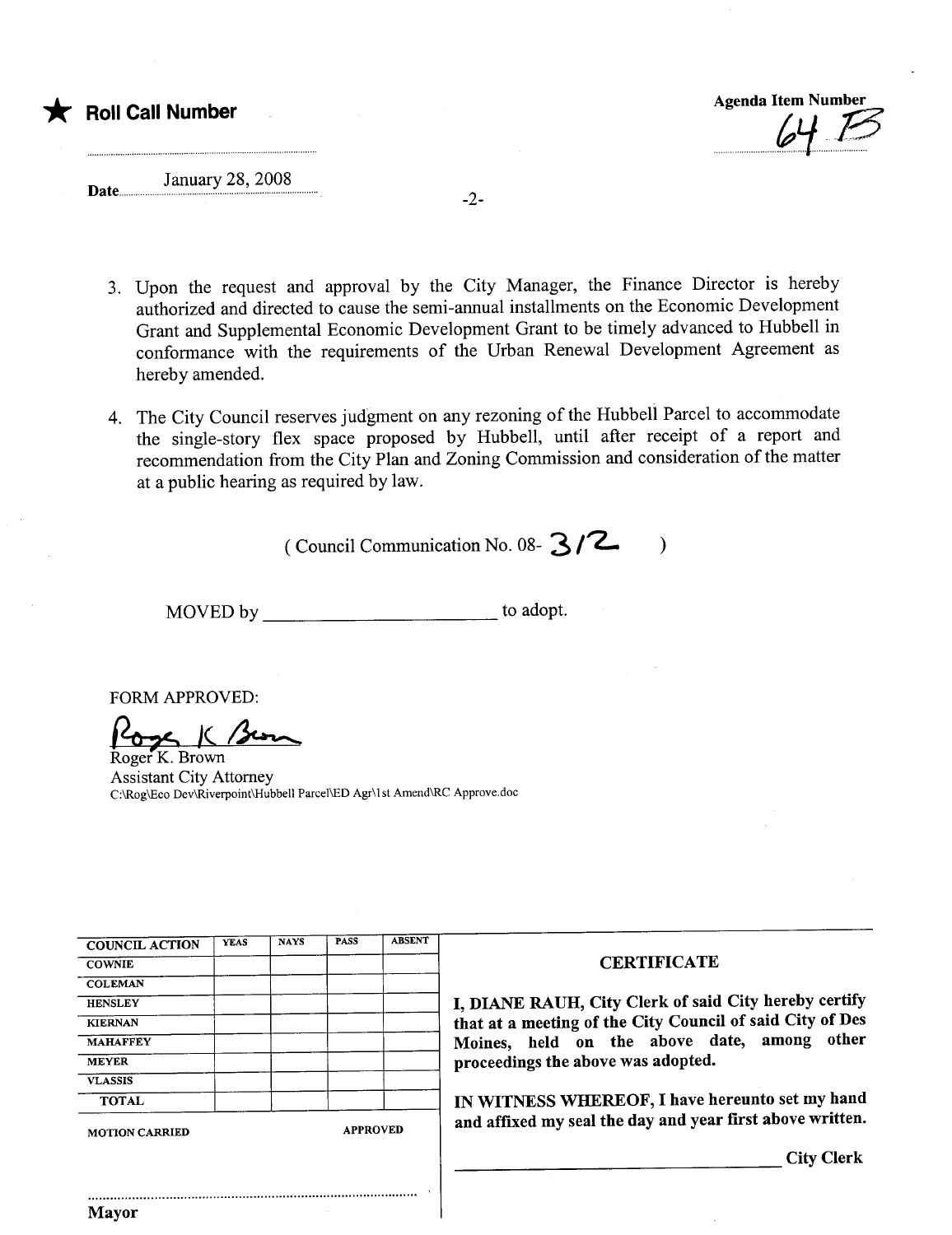★ **Roll Call Number**

Agenda Item Number
64 B

Date January 28, 2008

3. Upon the request and approval by the City Manager, the Finance Director is hereby authorized and directed to cause the semi-annual installments on the Economic Development Grant and Supplemental Economic Development Grant to be timely advanced to Hubbell in conformance with the requirements of the Urban Renewal Development Agreement as hereby amended.

4. The City Council reserves judgment on any rezoning of the Hubbell Parcel to accommodate the single-story flex space proposed by Hubbell, until after receipt of a report and recommendation from the City Plan and Zoning Commission and consideration of the matter at a public hearing as required by law.

( Council Communication No. 08- 312 )

MOVED by ________________________ to adopt.

FORM APPROVED:

Roger K. Brown
Assistant City Attorney
C:\Rog\Eco Dev\Riverpoint\Hubbell Parcel\ED Agr\1st Amend\RC Approve.doc

| COUNCIL ACTION | YEAS | NAYS | PASS | ABSENT |
|---|---|---|---|---|
| COWNIE | | | | |
| COLEMAN | | | | |
| HENSLEY | | | | |
| KIERNAN | | | | |
| MAHAFFEY | | | | |
| MEYER | | | | |
| VLASSIS | | | | |
| TOTAL | | | | |

MOTION CARRIED APPROVED

..........................................................................................
Mayor

**CERTIFICATE**

**I, DIANE RAUH, City Clerk of said City hereby certify that at a meeting of the City Council of said City of Des Moines, held on the above date, among other proceedings the above was adopted.**

**IN WITNESS WHEREOF, I have hereunto set my hand and affixed my seal the day and year first above written.**

________________________________ **City Clerk**